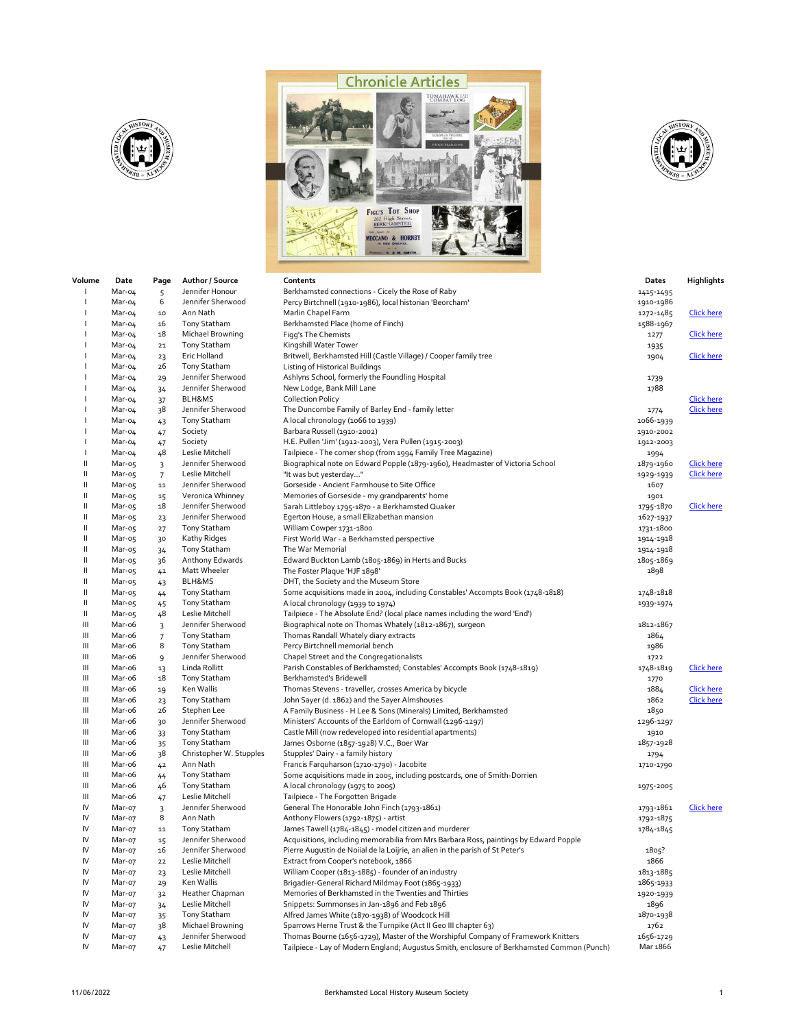# Chronicle Articles

| Volume | Date | Page | Author / Source | Contents | Dates | Highlights |
|---|---|---|---|---|---|---|
| I | Mar-04 | 5 | Jennifer Honour | Berkhamsted connections - Cicely the Rose of Raby | 1415-1495 | |
| I | Mar-04 | 6 | Jennifer Sherwood | Percy Birtchnell (1910-1986), local historian 'Beorcham' | 1910-1986 | |
| I | Mar-04 | 10 | Ann Nath | Marlin Chapel Farm | 1272-1485 | Click here |
| I | Mar-04 | 16 | Tony Statham | Berkhamsted Place (home of Finch) | 1588-1967 | |
| I | Mar-04 | 18 | Michael Browning | Figg's The Chemists | 1277 | Click here |
| I | Mar-04 | 21 | Tony Statham | Kingshill Water Tower | 1935 | |
| I | Mar-04 | 23 | Eric Holland | Britwell, Berkhamsted Hill (Castle Village) / Cooper family tree | 1904 | Click here |
| I | Mar-04 | 26 | Tony Statham | Listing of Historical Buildings | | |
| I | Mar-04 | 29 | Jennifer Sherwood | Ashlyns School, formerly the Foundling Hospital | 1739 | |
| I | Mar-04 | 34 | Jennifer Sherwood | New Lodge, Bank Mill Lane | 1788 | |
| I | Mar-04 | 37 | BLH&MS | Collection Policy | | Click here |
| I | Mar-04 | 38 | Jennifer Sherwood | The Duncombe Family of Barley End - family letter | 1774 | Click here |
| I | Mar-04 | 43 | Tony Statham | A local chronology (1066 to 1939) | 1066-1939 | |
| I | Mar-04 | 47 | Society | Barbara Russell (1910-2002) | 1910-2002 | |
| I | Mar-04 | 47 | Society | H.E. Pullen 'Jim' (1912-2003), Vera Pullen (1915-2003) | 1912-2003 | |
| I | Mar-04 | 48 | Leslie Mitchell | Tailpiece - The corner shop (from 1994 Family Tree Magazine) | 1994 | |
| II | Mar-05 | 3 | Jennifer Sherwood | Biographical note on Edward Popple (1879-1960), Headmaster of Victoria School | 1879-1960 | Click here |
| II | Mar-05 | 7 | Leslie Mitchell | "It was but yesterday…" | 1929-1939 | Click here |
| II | Mar-05 | 11 | Jennifer Sherwood | Gorseside - Ancient Farmhouse to Site Office | 1607 | |
| II | Mar-05 | 15 | Veronica Whinney | Memories of Gorseside - my grandparents' home | 1901 | |
| II | Mar-05 | 18 | Jennifer Sherwood | Sarah Littleboy 1795-1870 - a Berkhamsted Quaker | 1795-1870 | Click here |
| II | Mar-05 | 23 | Jennifer Sherwood | Egerton House, a small Elizabethan mansion | 1627-1937 | |
| II | Mar-05 | 27 | Tony Statham | William Cowper 1731-1800 | 1731-1800 | |
| II | Mar-05 | 30 | Kathy Ridges | First World War - a Berkhamsted perspective | 1914-1918 | |
| II | Mar-05 | 34 | Tony Statham | The War Memorial | 1914-1918 | |
| II | Mar-05 | 36 | Anthony Edwards | Edward Buckton Lamb (1805-1869) in Herts and Bucks | 1805-1869 | |
| II | Mar-05 | 41 | Matt Wheeler | The Foster Plaque 'HJF 1898' | 1898 | |
| II | Mar-05 | 43 | BLH&MS | DHT, the Society and the Museum Store | | |
| II | Mar-05 | 44 | Tony Statham | Some acquisitions made in 2004, including Constables' Accompts Book (1748-1818) | 1748-1818 | |
| II | Mar-05 | 45 | Tony Statham | A local chronology (1939 to 1974) | 1939-1974 | |
| II | Mar-05 | 48 | Leslie Mitchell | Tailpiece - The Absolute End? (local place names including the word 'End') | | |
| III | Mar-06 | 3 | Jennifer Sherwood | Biographical note on Thomas Whately (1812-1867), surgeon | 1812-1867 | |
| III | Mar-06 | 7 | Tony Statham | Thomas Randall Whately diary extracts | 1864 | |
| III | Mar-06 | 8 | Tony Statham | Percy Birtchnell memorial bench | 1986 | |
| III | Mar-06 | 9 | Jennifer Sherwood | Chapel Street and the Congregationalists | 1722 | |
| III | Mar-06 | 13 | Linda Rollitt | Parish Constables of Berkhamsted; Constables' Accompts Book (1748-1819) | 1748-1819 | Click here |
| III | Mar-06 | 18 | Tony Statham | Berkhamsted's Bridewell | 1770 | |
| III | Mar-06 | 19 | Ken Wallis | Thomas Stevens - traveller, crosses America by bicycle | 1884 | Click here |
| III | Mar-06 | 23 | Tony Statham | John Sayer (d. 1862) and the Sayer Almshouses | 1862 | Click here |
| III | Mar-06 | 26 | Stephen Lee | A Family Business - H Lee & Sons (Minerals) Limited, Berkhamsted | 1850 | |
| III | Mar-06 | 30 | Jennifer Sherwood | Ministers' Accounts of the Earldom of Cornwall (1296-1297) | 1296-1297 | |
| III | Mar-06 | 33 | Tony Statham | Castle Mill (now redeveloped into residential apartments) | 1910 | |
| III | Mar-06 | 35 | Tony Statham | James Osborne (1857-1928) V.C., Boer War | 1857-1928 | |
| III | Mar-06 | 38 | Christopher W. Stupples | Stupples' Dairy - a family history | 1794 | |
| III | Mar-06 | 42 | Ann Nath | Francis Farquharson (1710-1790) - Jacobite | 1710-1790 | |
| III | Mar-06 | 44 | Tony Statham | Some acquisitions made in 2005, including postcards, one of Smith-Dorrien | | |
| III | Mar-06 | 46 | Tony Statham | A local chronology (1975 to 2005) | 1975-2005 | |
| III | Mar-06 | 47 | Leslie Mitchell | Tailpiece - The Forgotten Brigade | | |
| IV | Mar-07 | 3 | Jennifer Sherwood | General The Honorable John Finch (1793-1861) | 1793-1861 | Click here |
| IV | Mar-07 | 8 | Ann Nath | Anthony Flowers (1792-1875) - artist | 1792-1875 | |
| IV | Mar-07 | 11 | Tony Statham | James Tawell (1784-1845) - model citizen and murderer | 1784-1845 | |
| IV | Mar-07 | 15 | Jennifer Sherwood | Acquisitions, including memorabilia from Mrs Barbara Ross, paintings by Edward Popple | | |
| IV | Mar-07 | 16 | Jennifer Sherwood | Pierre Augustin de Noiial de la Loijrie, an alien in the parish of St Peter's | 1805? | |
| IV | Mar-07 | 22 | Leslie Mitchell | Extract from Cooper's notebook, 1866 | 1866 | |
| IV | Mar-07 | 23 | Leslie Mitchell | William Cooper (1813-1885) - founder of an industry | 1813-1885 | |
| IV | Mar-07 | 29 | Ken Wallis | Brigadier-General Richard Mildmay Foot (1865-1933) | 1865-1933 | |
| IV | Mar-07 | 32 | Heather Chapman | Memories of Berkhamsted in the Twenties and Thirties | 1920-1939 | |
| IV | Mar-07 | 34 | Leslie Mitchell | Snippets: Summonses in Jan-1896 and Feb 1896 | 1896 | |
| IV | Mar-07 | 35 | Tony Statham | Alfred James White (1870-1938) of Woodcock Hill | 1870-1938 | |
| IV | Mar-07 | 38 | Michael Browning | Sparrows Herne Trust & the Turnpike (Act II Geo III chapter 63) | 1762 | |
| IV | Mar-07 | 43 | Jennifer Sherwood | Thomas Bourne (1656-1729), Master of the Worshipful Company of Framework Knitters | 1656-1729 | |
| IV | Mar-07 | 47 | Leslie Mitchell | Tailpiece - Lay of Modern England; Augustus Smith, enclosure of Berkhamsted Common (Punch) | Mar 1866 | |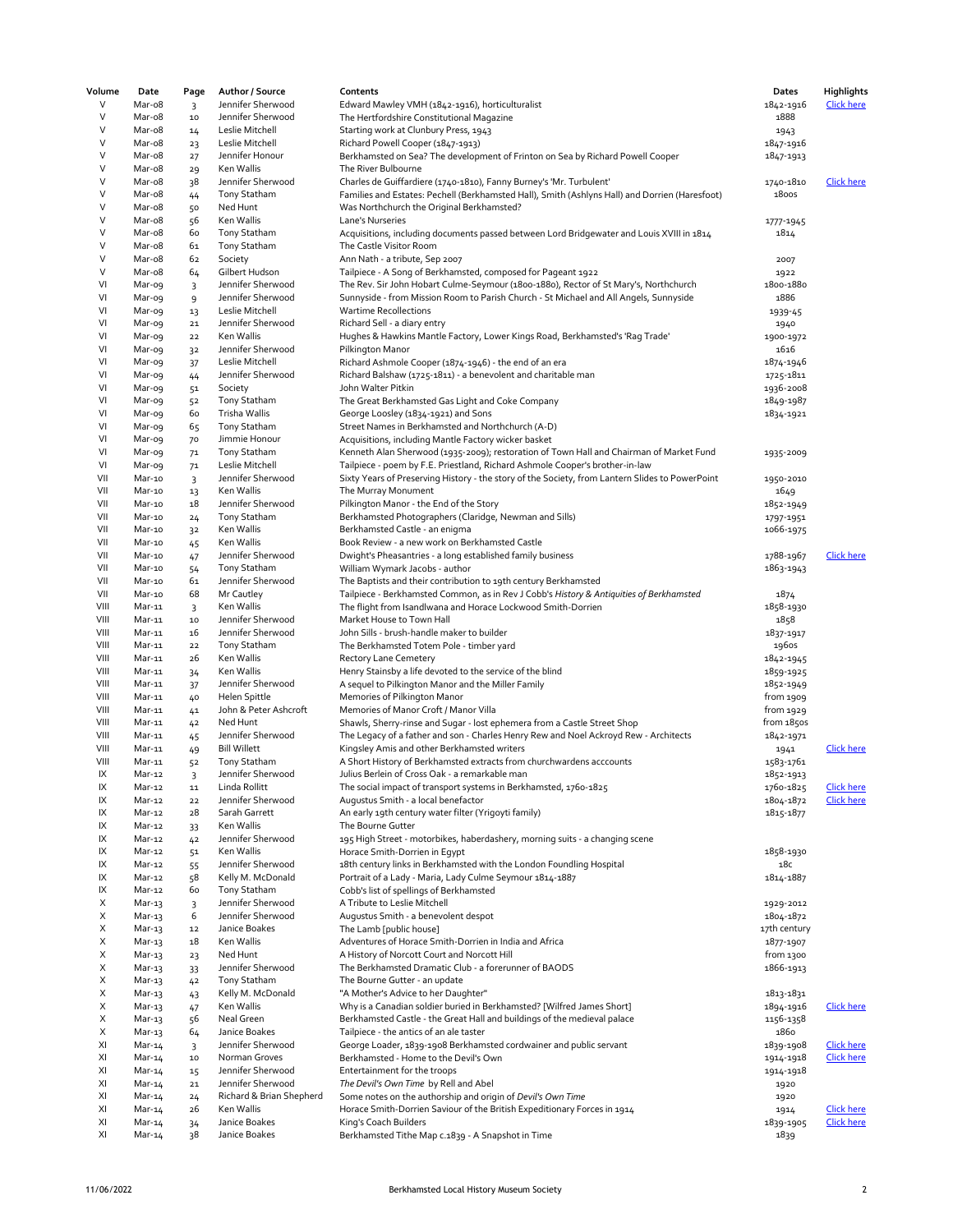| Volume | Date | Page | Author / Source | Contents | Dates | Highlights |
|---|---|---|---|---|---|---|
| V | Mar-08 | 3 | Jennifer Sherwood | Edward Mawley VMH (1842-1916), horticulturalist | 1842-1916 | Click here |
| V | Mar-08 | 10 | Jennifer Sherwood | The Hertfordshire Constitutional Magazine | 1888 | |
| V | Mar-08 | 14 | Leslie Mitchell | Starting work at Clunbury Press, 1943 | 1943 | |
| V | Mar-08 | 23 | Leslie Mitchell | Richard Powell Cooper (1847-1913) | 1847-1916 | |
| V | Mar-08 | 27 | Jennifer Honour | Berkhamsted on Sea? The development of Frinton on Sea by Richard Powell Cooper | 1847-1913 | |
| V | Mar-08 | 29 | Ken Wallis | The River Bulbourne | | |
| V | Mar-08 | 38 | Jennifer Sherwood | Charles de Guiffardiere (1740-1810), Fanny Burney's 'Mr. Turbulent' | 1740-1810 | Click here |
| V | Mar-08 | 44 | Tony Statham | Families and Estates: Pechell (Berkhamsted Hall), Smith (Ashlyns Hall) and Dorrien (Haresfoot) | 1800s | |
| V | Mar-08 | 50 | Ned Hunt | Was Northchurch the Original Berkhamsted? | | |
| V | Mar-08 | 56 | Ken Wallis | Lane's Nurseries | 1777-1945 | |
| V | Mar-08 | 60 | Tony Statham | Acquisitions, including documents passed between Lord Bridgewater and Louis XVIII in 1814 | 1814 | |
| V | Mar-08 | 61 | Tony Statham | The Castle Visitor Room | | |
| V | Mar-08 | 62 | Society | Ann Nath - a tribute, Sep 2007 | 2007 | |
| V | Mar-08 | 64 | Gilbert Hudson | Tailpiece - A Song of Berkhamsted, composed for Pageant 1922 | 1922 | |
| VI | Mar-09 | 3 | Jennifer Sherwood | The Rev. Sir John Hobart Culme-Seymour (1800-1880), Rector of St Mary's, Northchurch | 1800-1880 | |
| VI | Mar-09 | 9 | Jennifer Sherwood | Sunnyside - from Mission Room to Parish Church - St Michael and All Angels, Sunnyside | 1886 | |
| VI | Mar-09 | 13 | Leslie Mitchell | Wartime Recollections | 1939-45 | |
| VI | Mar-09 | 21 | Jennifer Sherwood | Richard Sell - a diary entry | 1940 | |
| VI | Mar-09 | 22 | Ken Wallis | Hughes & Hawkins Mantle Factory, Lower Kings Road, Berkhamsted's 'Rag Trade' | 1900-1972 | |
| VI | Mar-09 | 32 | Jennifer Sherwood | Pilkington Manor | 1616 | |
| VI | Mar-09 | 37 | Leslie Mitchell | Richard Ashmole Cooper (1874-1946) - the end of an era | 1874-1946 | |
| VI | Mar-09 | 44 | Jennifer Sherwood | Richard Balshaw (1725-1811) - a benevolent and charitable man | 1725-1811 | |
| VI | Mar-09 | 51 | Society | John Walter Pitkin | 1936-2008 | |
| VI | Mar-09 | 52 | Tony Statham | The Great Berkhamsted Gas Light and Coke Company | 1849-1987 | |
| VI | Mar-09 | 60 | Trisha Wallis | George Loosley (1834-1921) and Sons | 1834-1921 | |
| VI | Mar-09 | 65 | Tony Statham | Street Names in Berkhamsted and Northchurch (A-D) | | |
| VI | Mar-09 | 70 | Jimmie Honour | Acquisitions, including Mantle Factory wicker basket | | |
| VI | Mar-09 | 71 | Tony Statham | Kenneth Alan Sherwood (1935-2009); restoration of Town Hall and Chairman of Market Fund | 1935-2009 | |
| VI | Mar-09 | 71 | Leslie Mitchell | Tailpiece - poem by F.E. Priestland, Richard Ashmole Cooper's brother-in-law | | |
| VII | Mar-10 | 3 | Jennifer Sherwood | Sixty Years of Preserving History - the story of the Society, from Lantern Slides to PowerPoint | 1950-2010 | |
| VII | Mar-10 | 13 | Ken Wallis | The Murray Monument | 1649 | |
| VII | Mar-10 | 18 | Jennifer Sherwood | Pilkington Manor - the End of the Story | 1852-1949 | |
| VII | Mar-10 | 24 | Tony Statham | Berkhamsted Photographers (Claridge, Newman and Sills) | 1797-1951 | |
| VII | Mar-10 | 32 | Ken Wallis | Berkhamsted Castle - an enigma | 1066-1975 | |
| VII | Mar-10 | 45 | Ken Wallis | Book Review - a new work on Berkhamsted Castle | | |
| VII | Mar-10 | 47 | Jennifer Sherwood | Dwight's Pheasantries - a long established family business | 1788-1967 | Click here |
| VII | Mar-10 | 54 | Tony Statham | William Wymark Jacobs - author | 1863-1943 | |
| VII | Mar-10 | 61 | Jennifer Sherwood | The Baptists and their contribution to 19th century Berkhamsted | | |
| VII | Mar-10 | 68 | Mr Cautley | Tailpiece - Berkhamsted Common, as in Rev J Cobb's *History & Antiquities of Berkhamsted* | 1874 | |
| VIII | Mar-11 | 3 | Ken Wallis | The flight from Isandlwana and Horace Lockwood Smith-Dorrien | 1858-1930 | |
| VIII | Mar-11 | 10 | Jennifer Sherwood | Market House to Town Hall | 1858 | |
| VIII | Mar-11 | 16 | Jennifer Sherwood | John Sills - brush-handle maker to builder | 1837-1917 | |
| VIII | Mar-11 | 22 | Tony Statham | The Berkhamsted Totem Pole - timber yard | 1960s | |
| VIII | Mar-11 | 26 | Ken Wallis | Rectory Lane Cemetery | 1842-1945 | |
| VIII | Mar-11 | 34 | Ken Wallis | Henry Stainsby a life devoted to the service of the blind | 1859-1925 | |
| VIII | Mar-11 | 37 | Jennifer Sherwood | A sequel to Pilkington Manor and the Miller Family | 1852-1949 | |
| VIII | Mar-11 | 40 | Helen Spittle | Memories of Pilkington Manor | from 1909 | |
| VIII | Mar-11 | 41 | John & Peter Ashcroft | Memories of Manor Croft / Manor Villa | from 1929 | |
| VIII | Mar-11 | 42 | Ned Hunt | Shawls, Sherry-rinse and Sugar - lost ephemera from a Castle Street Shop | from 1850s | |
| VIII | Mar-11 | 45 | Jennifer Sherwood | The Legacy of a father and son - Charles Henry Rew and Noel Ackroyd Rew - Architects | 1842-1971 | |
| VIII | Mar-11 | 49 | Bill Willett | Kingsley Amis and other Berkhamsted writers | 1941 | Click here |
| VIII | Mar-11 | 52 | Tony Statham | A Short History of Berkhamsted extracts from churchwardens acccounts | 1583-1761 | |
| IX | Mar-12 | 3 | Jennifer Sherwood | Julius Berlein of Cross Oak - a remarkable man | 1852-1913 | |
| IX | Mar-12 | 11 | Linda Rollitt | The social impact of transport systems in Berkhamsted, 1760-1825 | 1760-1825 | Click here |
| IX | Mar-12 | 22 | Jennifer Sherwood | Augustus Smith - a local benefactor | 1804-1872 | Click here |
| IX | Mar-12 | 28 | Sarah Garrett | An early 19th century water filter (Yrigoyti family) | 1815-1877 | |
| IX | Mar-12 | 33 | Ken Wallis | The Bourne Gutter | | |
| IX | Mar-12 | 42 | Jennifer Sherwood | 195 High Street - motorbikes, haberdashery, morning suits - a changing scene | | |
| IX | Mar-12 | 51 | Ken Wallis | Horace Smith-Dorrien in Egypt | 1858-1930 | |
| IX | Mar-12 | 55 | Jennifer Sherwood | 18th century links in Berkhamsted with the London Foundling Hospital | 18c | |
| IX | Mar-12 | 58 | Kelly M. McDonald | Portrait of a Lady - Maria, Lady Culme Seymour 1814-1887 | 1814-1887 | |
| IX | Mar-12 | 60 | Tony Statham | Cobb's list of spellings of Berkhamsted | | |
| X | Mar-13 | 3 | Jennifer Sherwood | A Tribute to Leslie Mitchell | 1929-2012 | |
| X | Mar-13 | 6 | Jennifer Sherwood | Augustus Smith - a benevolent despot | 1804-1872 | |
| X | Mar-13 | 12 | Janice Boakes | The Lamb [public house] | 17th century | |
| X | Mar-13 | 18 | Ken Wallis | Adventures of Horace Smith-Dorrien in India and Africa | 1877-1907 | |
| X | Mar-13 | 23 | Ned Hunt | A History of Norcott Court and Norcott Hill | from 1300 | |
| X | Mar-13 | 33 | Jennifer Sherwood | The Berkhamsted Dramatic Club - a forerunner of BAODS | 1866-1913 | |
| X | Mar-13 | 42 | Tony Statham | The Bourne Gutter - an update | | |
| X | Mar-13 | 43 | Kelly M. McDonald | "A Mother's Advice to her Daughter" | 1813-1831 | |
| X | Mar-13 | 47 | Ken Wallis | Why is a Canadian soldier buried in Berkhamsted? [Wilfred James Short] | 1894-1916 | Click here |
| X | Mar-13 | 56 | Neal Green | Berkhamsted Castle - the Great Hall and buildings of the medieval palace | 1156-1358 | |
| X | Mar-13 | 64 | Janice Boakes | Tailpiece - the antics of an ale taster | 1860 | |
| XI | Mar-14 | 3 | Jennifer Sherwood | George Loader, 1839-1908 Berkhamsted cordwainer and public servant | 1839-1908 | Click here |
| XI | Mar-14 | 10 | Norman Groves | Berkhamsted - Home to the Devil's Own | 1914-1918 | Click here |
| XI | Mar-14 | 15 | Jennifer Sherwood | Entertainment for the troops | 1914-1918 | |
| XI | Mar-14 | 21 | Jennifer Sherwood | *The Devil's Own Time* by Rell and Abel | 1920 | |
| XI | Mar-14 | 24 | Richard & Brian Shepherd | Some notes on the authorship and origin of *Devil's Own Time* | 1920 | |
| XI | Mar-14 | 26 | Ken Wallis | Horace Smith-Dorrien Saviour of the British Expeditionary Forces in 1914 | 1914 | Click here |
| XI | Mar-14 | 34 | Janice Boakes | King's Coach Builders | 1839-1905 | Click here |
| XI | Mar-14 | 38 | Janice Boakes | Berkhamsted Tithe Map c.1839 - A Snapshot in Time | 1839 | |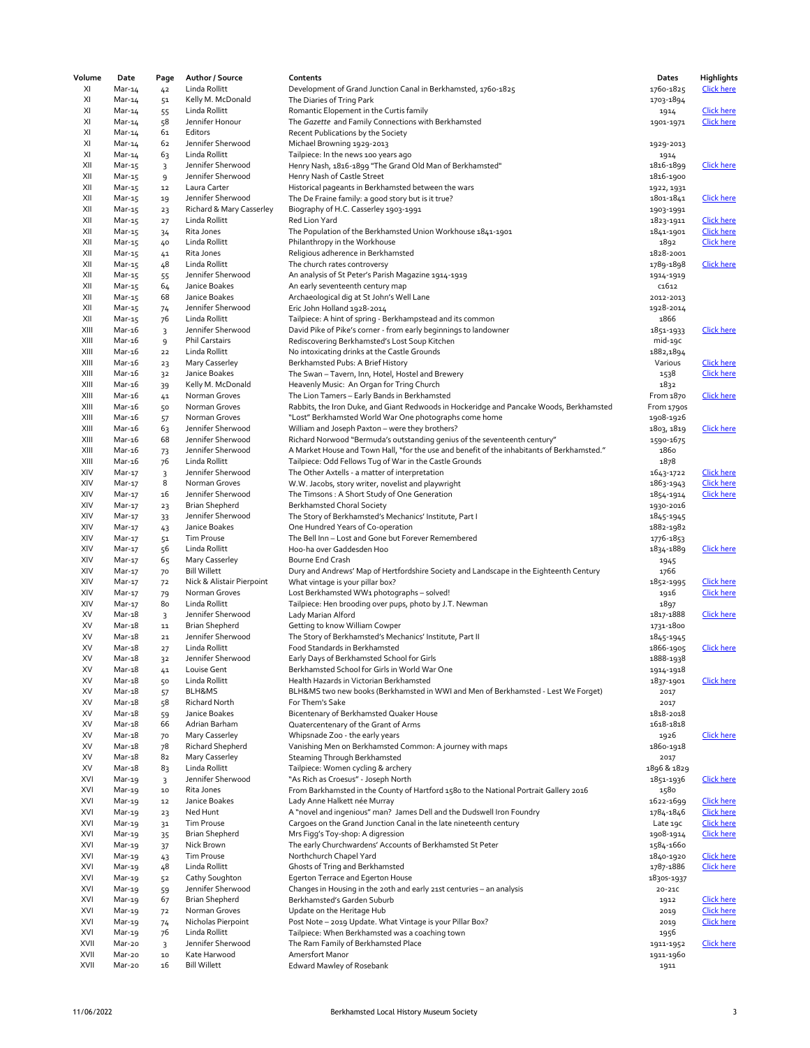| Volume | Date | Page | Author / Source | Contents | Dates | Highlights |
|---|---|---|---|---|---|---|
| XI | Mar-14 | 42 | Linda Rollitt | Development of Grand Junction Canal in Berkhamsted, 1760-1825 | 1760-1825 | Click here |
| XI | Mar-14 | 51 | Kelly M. McDonald | The Diaries of Tring Park | 1703-1894 | |
| XI | Mar-14 | 55 | Linda Rollitt | Romantic Elopement in the Curtis family | 1914 | Click here |
| XI | Mar-14 | 58 | Jennifer Honour | The *Gazette* and Family Connections with Berkhamsted | 1901-1971 | Click here |
| XI | Mar-14 | 61 | Editors | Recent Publications by the Society | | |
| XI | Mar-14 | 62 | Jennifer Sherwood | Michael Browning 1929-2013 | 1929-2013 | |
| XI | Mar-14 | 63 | Linda Rollitt | Tailpiece: In the news 100 years ago | 1914 | |
| XII | Mar-15 | 3 | Jennifer Sherwood | Henry Nash, 1816-1899 "The Grand Old Man of Berkhamsted" | 1816-1899 | Click here |
| XII | Mar-15 | 9 | Jennifer Sherwood | Henry Nash of Castle Street | 1816-1900 | |
| XII | Mar-15 | 12 | Laura Carter | Historical pageants in Berkhamsted between the wars | 1922, 1931 | |
| XII | Mar-15 | 19 | Jennifer Sherwood | The De Fraine family: a good story but is it true? | 1801-1841 | Click here |
| XII | Mar-15 | 23 | Richard & Mary Casserley | Biography of H.C. Casserley 1903-1991 | 1903-1991 | |
| XII | Mar-15 | 27 | Linda Rollitt | Red Lion Yard | 1823-1911 | Click here |
| XII | Mar-15 | 34 | Rita Jones | The Population of the Berkhamsted Union Workhouse 1841-1901 | 1841-1901 | Click here |
| XII | Mar-15 | 40 | Linda Rollitt | Philanthropy in the Workhouse | 1892 | Click here |
| XII | Mar-15 | 41 | Rita Jones | Religious adherence in Berkhamsted | 1828-2001 | |
| XII | Mar-15 | 48 | Linda Rollitt | The church rates controversy | 1789-1898 | Click here |
| XII | Mar-15 | 55 | Jennifer Sherwood | An analysis of St Peter's Parish Magazine 1914-1919 | 1914-1919 | |
| XII | Mar-15 | 64 | Janice Boakes | An early seventeenth century map | c1612 | |
| XII | Mar-15 | 68 | Janice Boakes | Archaeological dig at St John's Well Lane | 2012-2013 | |
| XII | Mar-15 | 74 | Jennifer Sherwood | Eric John Holland 1928-2014 | 1928-2014 | |
| XII | Mar-15 | 76 | Linda Rollitt | Tailpiece: A hint of spring - Berkhampstead and its common | 1866 | |
| XIII | Mar-16 | 3 | Jennifer Sherwood | David Pike of Pike's corner - from early beginnings to landowner | 1851-1933 | Click here |
| XIII | Mar-16 | 9 | Phil Carstairs | Rediscovering Berkhamsted's Lost Soup Kitchen | mid-19c | |
| XIII | Mar-16 | 22 | Linda Rollitt | No intoxicating drinks at the Castle Grounds | 1882,1894 | |
| XIII | Mar-16 | 23 | Mary Casserley | Berkhamsted Pubs: A Brief History | Various | Click here |
| XIII | Mar-16 | 32 | Janice Boakes | The Swan – Tavern, Inn, Hotel, Hostel and Brewery | 1538 | Click here |
| XIII | Mar-16 | 39 | Kelly M. McDonald | Heavenly Music: An Organ for Tring Church | 1832 | |
| XIII | Mar-16 | 41 | Norman Groves | The Lion Tamers – Early Bands in Berkhamsted | From 1870 | Click here |
| XIII | Mar-16 | 50 | Norman Groves | Rabbits, the Iron Duke, and Giant Redwoods in Hockeridge and Pancake Woods, Berkhamsted | From 1790s | |
| XIII | Mar-16 | 57 | Norman Groves | "Lost" Berkhamsted World War One photographs come home | 1908-1926 | |
| XIII | Mar-16 | 63 | Jennifer Sherwood | William and Joseph Paxton – were they brothers? | 1803, 1819 | Click here |
| XIII | Mar-16 | 68 | Jennifer Sherwood | Richard Norwood "Bermuda's outstanding genius of the seventeenth century" | 1590-1675 | |
| XIII | Mar-16 | 73 | Jennifer Sherwood | A Market House and Town Hall, "for the use and benefit of the inhabitants of Berkhamsted." | 1860 | |
| XIII | Mar-16 | 76 | Linda Rollitt | Tailpiece: Odd Fellows Tug of War in the Castle Grounds | 1878 | |
| XIV | Mar-17 | 3 | Jennifer Sherwood | The Other Axtells - a matter of interpretation | 1643-1722 | Click here |
| XIV | Mar-17 | 8 | Norman Groves | W.W. Jacobs, story writer, novelist and playwright | 1863-1943 | Click here |
| XIV | Mar-17 | 16 | Jennifer Sherwood | The Timsons : A Short Study of One Generation | 1854-1914 | Click here |
| XIV | Mar-17 | 23 | Brian Shepherd | Berkhamsted Choral Society | 1930-2016 | |
| XIV | Mar-17 | 33 | Jennifer Sherwood | The Story of Berkhamsted's Mechanics' Institute, Part I | 1845-1945 | |
| XIV | Mar-17 | 43 | Janice Boakes | One Hundred Years of Co-operation | 1882-1982 | |
| XIV | Mar-17 | 51 | Tim Prouse | The Bell Inn – Lost and Gone but Forever Remembered | 1776-1853 | |
| XIV | Mar-17 | 56 | Linda Rollitt | Hoo-ha over Gaddesden Hoo | 1834-1889 | Click here |
| XIV | Mar-17 | 65 | Mary Casserley | Bourne End Crash | 1945 | |
| XIV | Mar-17 | 70 | Bill Willett | Dury and Andrews' Map of Hertfordshire Society and Landscape in the Eighteenth Century | 1766 | |
| XIV | Mar-17 | 72 | Nick & Alistair Pierpoint | What vintage is your pillar box? | 1852-1995 | Click here |
| XIV | Mar-17 | 79 | Norman Groves | Lost Berkhamsted WW1 photographs – solved! | 1916 | Click here |
| XIV | Mar-17 | 80 | Linda Rollitt | Tailpiece: Hen brooding over pups, photo by J.T. Newman | 1897 | |
| XV | Mar-18 | 3 | Jennifer Sherwood | Lady Marian Alford | 1817-1888 | Click here |
| XV | Mar-18 | 11 | Brian Shepherd | Getting to know William Cowper | 1731-1800 | |
| XV | Mar-18 | 21 | Jennifer Sherwood | The Story of Berkhamsted's Mechanics' Institute, Part II | 1845-1945 | |
| XV | Mar-18 | 27 | Linda Rollitt | Food Standards in Berkhamsted | 1866-1905 | Click here |
| XV | Mar-18 | 32 | Jennifer Sherwood | Early Days of Berkhamsted School for Girls | 1888-1938 | |
| XV | Mar-18 | 41 | Louise Gent | Berkhamsted School for Girls in World War One | 1914-1918 | |
| XV | Mar-18 | 50 | Linda Rollitt | Health Hazards in Victorian Berkhamsted | 1837-1901 | Click here |
| XV | Mar-18 | 57 | BLH&MS | BLH&MS two new books (Berkhamsted in WWI and Men of Berkhamsted - Lest We Forget) | 2017 | |
| XV | Mar-18 | 58 | Richard North | For Them's Sake | 2017 | |
| XV | Mar-18 | 59 | Janice Boakes | Bicentenary of Berkhamsted Quaker House | 1818-2018 | |
| XV | Mar-18 | 66 | Adrian Barham | Quatercentenary of the Grant of Arms | 1618-1818 | |
| XV | Mar-18 | 70 | Mary Casserley | Whipsnade Zoo - the early years | 1926 | Click here |
| XV | Mar-18 | 78 | Richard Shepherd | Vanishing Men on Berkhamsted Common: A journey with maps | 1860-1918 | |
| XV | Mar-18 | 82 | Mary Casserley | Steaming Through Berkhamsted | 2017 | |
| XV | Mar-18 | 83 | Linda Rollitt | Tailpiece: Women cycling & archery | 1896 & 1829 | |
| XVI | Mar-19 | 3 | Jennifer Sherwood | "As Rich as Croesus" - Joseph North | 1851-1936 | Click here |
| XVI | Mar-19 | 10 | Rita Jones | From Barkhamsted in the County of Hartford 1580 to the National Portrait Gallery 2016 | 1580 | |
| XVI | Mar-19 | 12 | Janice Boakes | Lady Anne Halkett née Murray | 1622-1699 | Click here |
| XVI | Mar-19 | 23 | Ned Hunt | A "novel and ingenious" man? James Dell and the Dudswell Iron Foundry | 1784-1846 | Click here |
| XVI | Mar-19 | 31 | Tim Prouse | Cargoes on the Grand Junction Canal in the late nineteenth century | Late 19c | Click here |
| XVI | Mar-19 | 35 | Brian Shepherd | Mrs Figg's Toy-shop: A digression | 1908-1914 | Click here |
| XVI | Mar-19 | 37 | Nick Brown | The early Churchwardens' Accounts of Berkhamsted St Peter | 1584-1660 | |
| XVI | Mar-19 | 43 | Tim Prouse | Northchurch Chapel Yard | 1840-1920 | Click here |
| XVI | Mar-19 | 48 | Linda Rollitt | Ghosts of Tring and Berkhamsted | 1787-1886 | Click here |
| XVI | Mar-19 | 52 | Cathy Soughton | Egerton Terrace and Egerton House | 1830s-1937 | |
| XVI | Mar-19 | 59 | Jennifer Sherwood | Changes in Housing in the 20th and early 21st centuries – an analysis | 20-21c | |
| XVI | Mar-19 | 67 | Brian Shepherd | Berkhamsted's Garden Suburb | 1912 | Click here |
| XVI | Mar-19 | 72 | Norman Groves | Update on the Heritage Hub | 2019 | Click here |
| XVI | Mar-19 | 74 | Nicholas Pierpoint | Post Note – 2019 Update. What Vintage is your Pillar Box? | 2019 | Click here |
| XVI | Mar-19 | 76 | Linda Rollitt | Tailpiece: When Berkhamsted was a coaching town | 1956 | |
| XVII | Mar-20 | 3 | Jennifer Sherwood | The Ram Family of Berkhamsted Place | 1911-1952 | Click here |
| XVII | Mar-20 | 10 | Kate Harwood | Amersfort Manor | 1911-1960 | |
| XVII | Mar-20 | 16 | Bill Willett | Edward Mawley of Rosebank | 1911 | |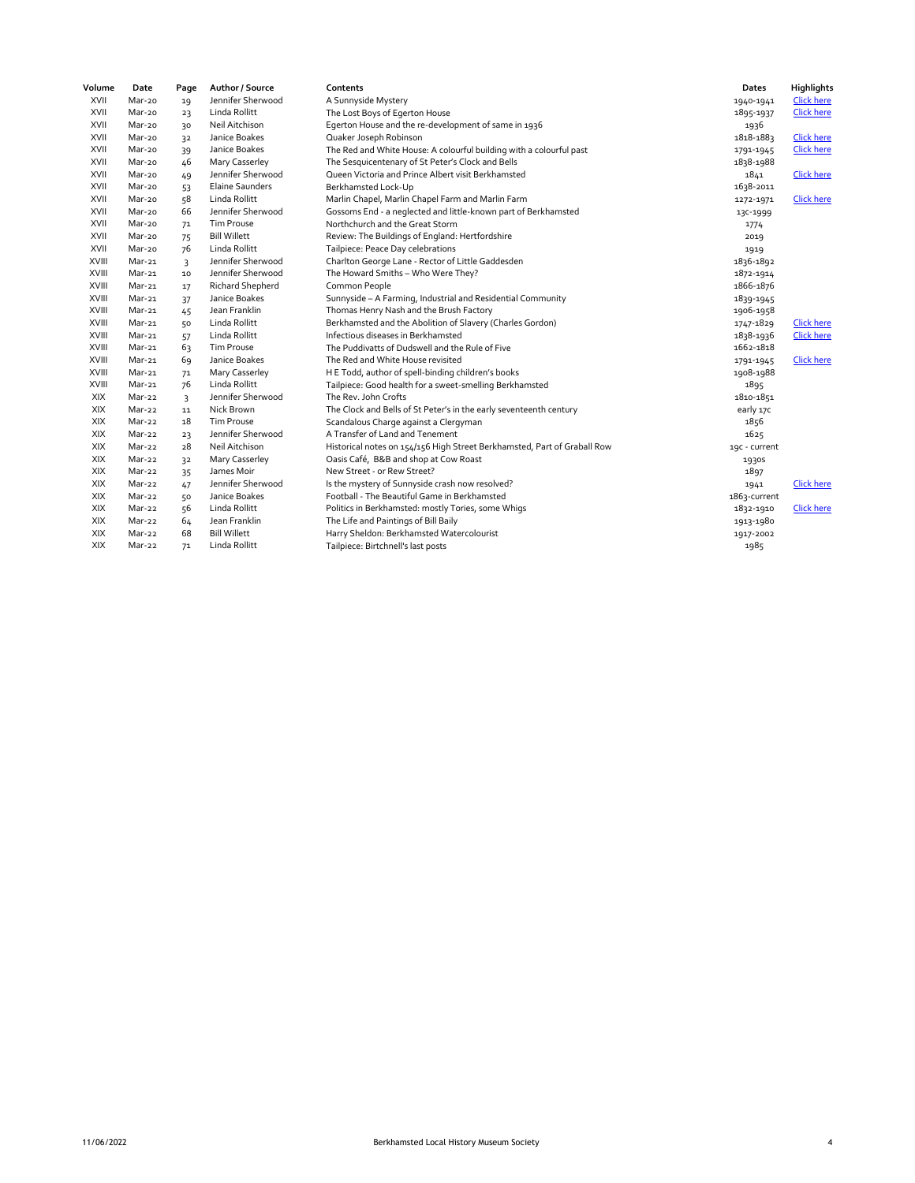| Volume | Date | Page | Author / Source | Contents | Dates | Highlights |
|---|---|---|---|---|---|---|
| XVII | Mar-20 | 19 | Jennifer Sherwood | A Sunnyside Mystery | 1940-1941 | Click here |
| XVII | Mar-20 | 23 | Linda Rollitt | The Lost Boys of Egerton House | 1895-1937 | Click here |
| XVII | Mar-20 | 30 | Neil Aitchison | Egerton House and the re-development of same in 1936 | 1936 | |
| XVII | Mar-20 | 32 | Janice Boakes | Quaker Joseph Robinson | 1818-1883 | Click here |
| XVII | Mar-20 | 39 | Janice Boakes | The Red and White House: A colourful building with a colourful past | 1791-1945 | Click here |
| XVII | Mar-20 | 46 | Mary Casserley | The Sesquicentenary of St Peter's Clock and Bells | 1838-1988 | |
| XVII | Mar-20 | 49 | Jennifer Sherwood | Queen Victoria and Prince Albert visit Berkhamsted | 1841 | Click here |
| XVII | Mar-20 | 53 | Elaine Saunders | Berkhamsted Lock-Up | 1638-2011 | |
| XVII | Mar-20 | 58 | Linda Rollitt | Marlin Chapel, Marlin Chapel Farm and Marlin Farm | 1272-1971 | Click here |
| XVII | Mar-20 | 66 | Jennifer Sherwood | Gossoms End - a neglected and little-known part of Berkhamsted | 13c-1999 | |
| XVII | Mar-20 | 71 | Tim Prouse | Northchurch and the Great Storm | 1774 | |
| XVII | Mar-20 | 75 | Bill Willett | Review: The Buildings of England: Hertfordshire | 2019 | |
| XVII | Mar-20 | 76 | Linda Rollitt | Tailpiece: Peace Day celebrations | 1919 | |
| XVIII | Mar-21 | 3 | Jennifer Sherwood | Charlton George Lane - Rector of Little Gaddesden | 1836-1892 | |
| XVIII | Mar-21 | 10 | Jennifer Sherwood | The Howard Smiths – Who Were They? | 1872-1914 | |
| XVIII | Mar-21 | 17 | Richard Shepherd | Common People | 1866-1876 | |
| XVIII | Mar-21 | 37 | Janice Boakes | Sunnyside – A Farming, Industrial and Residential Community | 1839-1945 | |
| XVIII | Mar-21 | 45 | Jean Franklin | Thomas Henry Nash and the Brush Factory | 1906-1958 | |
| XVIII | Mar-21 | 50 | Linda Rollitt | Berkhamsted and the Abolition of Slavery (Charles Gordon) | 1747-1829 | Click here |
| XVIII | Mar-21 | 57 | Linda Rollitt | Infectious diseases in Berkhamsted | 1838-1936 | Click here |
| XVIII | Mar-21 | 63 | Tim Prouse | The Puddivatts of Dudswell and the Rule of Five | 1662-1818 | |
| XVIII | Mar-21 | 69 | Janice Boakes | The Red and White House revisited | 1791-1945 | Click here |
| XVIII | Mar-21 | 71 | Mary Casserley | H E Todd, author of spell-binding children's books | 1908-1988 | |
| XVIII | Mar-21 | 76 | Linda Rollitt | Tailpiece: Good health for a sweet-smelling Berkhamsted | 1895 | |
| XIX | Mar-22 | 3 | Jennifer Sherwood | The Rev. John Crofts | 1810-1851 | |
| XIX | Mar-22 | 11 | Nick Brown | The Clock and Bells of St Peter's in the early seventeenth century | early 17c | |
| XIX | Mar-22 | 18 | Tim Prouse | Scandalous Charge against a Clergyman | 1856 | |
| XIX | Mar-22 | 23 | Jennifer Sherwood | A Transfer of Land and Tenement | 1625 | |
| XIX | Mar-22 | 28 | Neil Aitchison | Historical notes on 154/156 High Street Berkhamsted, Part of Graball Row | 19c - current | |
| XIX | Mar-22 | 32 | Mary Casserley | Oasis Café, B&B and shop at Cow Roast | 1930s | |
| XIX | Mar-22 | 35 | James Moir | New Street - or Rew Street? | 1897 | |
| XIX | Mar-22 | 47 | Jennifer Sherwood | Is the mystery of Sunnyside crash now resolved? | 1941 | Click here |
| XIX | Mar-22 | 50 | Janice Boakes | Football - The Beautiful Game in Berkhamsted | 1863-current | |
| XIX | Mar-22 | 56 | Linda Rollitt | Politics in Berkhamsted: mostly Tories, some Whigs | 1832-1910 | Click here |
| XIX | Mar-22 | 64 | Jean Franklin | The Life and Paintings of Bill Baily | 1913-1980 | |
| XIX | Mar-22 | 68 | Bill Willett | Harry Sheldon: Berkhamsted Watercolourist | 1917-2002 | |
| XIX | Mar-22 | 71 | Linda Rollitt | Tailpiece: Birtchnell's last posts | 1985 | |